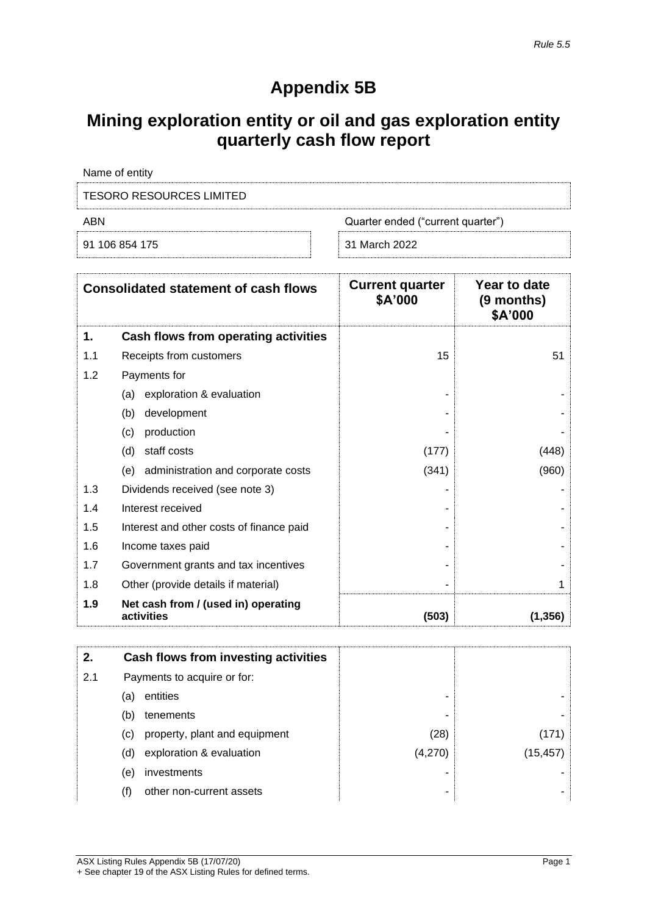Rule 5.5

# Appendix 5B

# Mining exploration entity or oil and gas exploration entity quarterly cash flow report

| Name of entity | |
|---|---|
| TESORO RESOURCES LIMITED | |
| **ABN** | **Quarter ended ("current quarter")** |
| 91 106 854 175 | 31 March 2022 |

| | Consolidated statement of cash flows | Current quarter $A'000 | Year to date (9 months) $A'000 |
|---|---|---|---|
| **1.** | **Cash flows from operating activities** | | |
| 1.1 | Receipts from customers | 15 | 51 |
| 1.2 | Payments for | | |
| | (a) exploration & evaluation | - | - |
| | (b) development | - | - |
| | (c) production | - | - |
| | (d) staff costs | (177) | (448) |
| | (e) administration and corporate costs | (341) | (960) |
| 1.3 | Dividends received (see note 3) | - | - |
| 1.4 | Interest received | - | - |
| 1.5 | Interest and other costs of finance paid | - | - |
| 1.6 | Income taxes paid | - | - |
| 1.7 | Government grants and tax incentives | - | - |
| 1.8 | Other (provide details if material) | - | 1 |
| **1.9** | **Net cash from / (used in) operating activities** | **(503)** | **(1,356)** |

| | | | |
|---|---|---|---|
| **2.** | **Cash flows from investing activities** | | |
| 2.1 | Payments to acquire or for: | | |
| | (a) entities | - | - |
| | (b) tenements | - | - |
| | (c) property, plant and equipment | (28) | (171) |
| | (d) exploration & evaluation | (4,270) | (15,457) |
| | (e) investments | - | - |
| | (f) other non-current assets | - | - |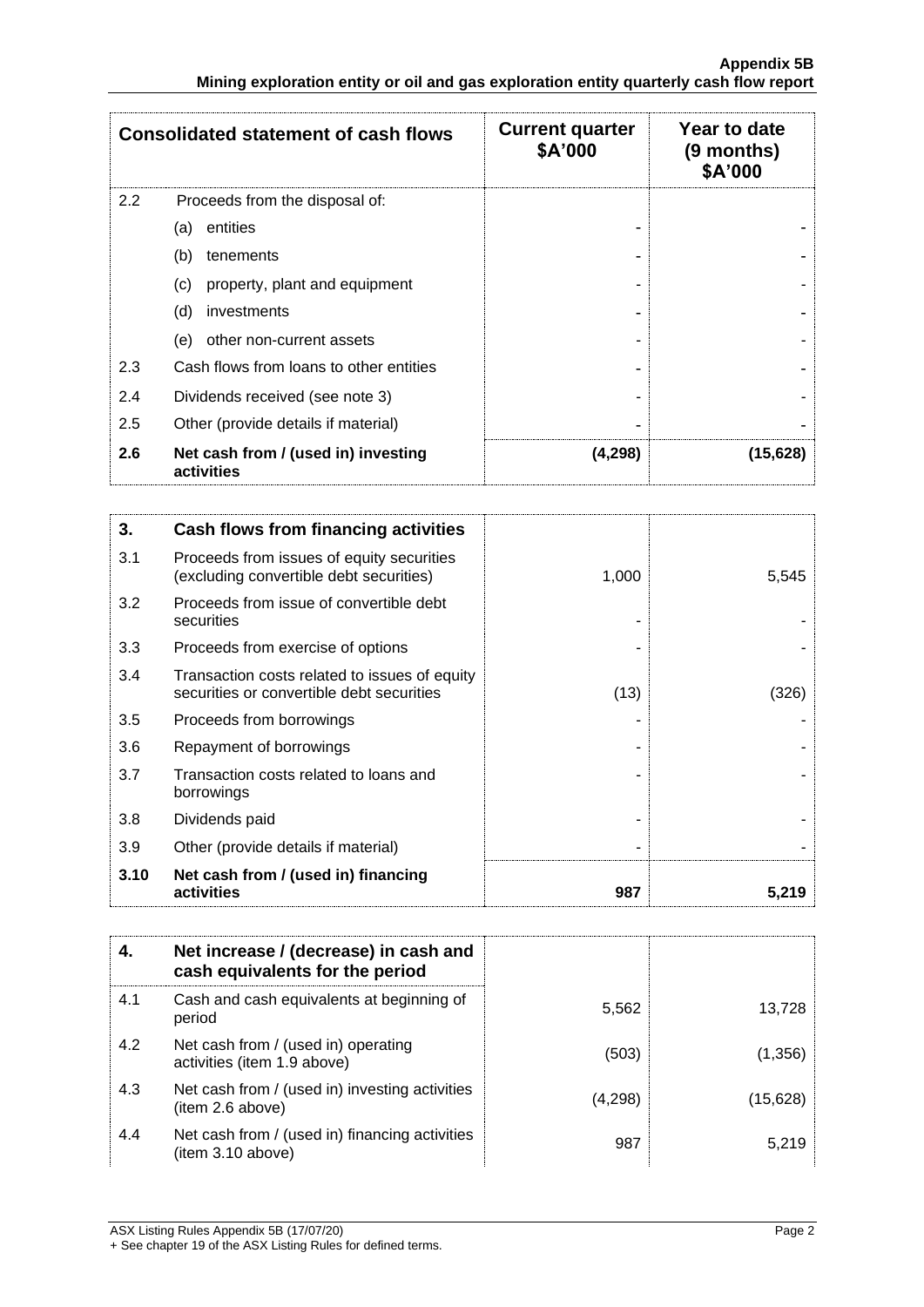| Consolidated statement of cash flows | | Current quarter $A'000 | Year to date (9 months) $A'000 |
|---|---|---|---|
| 2.2 | Proceeds from the disposal of: | | |
| | (a) entities | - | - |
| | (b) tenements | - | - |
| | (c) property, plant and equipment | - | - |
| | (d) investments | - | - |
| | (e) other non-current assets | - | - |
| 2.3 | Cash flows from loans to other entities | - | - |
| 2.4 | Dividends received (see note 3) | - | - |
| 2.5 | Other (provide details if material) | - | - |
| **2.6** | **Net cash from / (used in) investing activities** | **(4,298)** | **(15,628)** |

| **3.** | **Cash flows from financing activities** | | |
|---|---|---|---|
| 3.1 | Proceeds from issues of equity securities (excluding convertible debt securities) | 1,000 | 5,545 |
| 3.2 | Proceeds from issue of convertible debt securities | - | - |
| 3.3 | Proceeds from exercise of options | - | - |
| 3.4 | Transaction costs related to issues of equity securities or convertible debt securities | (13) | (326) |
| 3.5 | Proceeds from borrowings | - | - |
| 3.6 | Repayment of borrowings | - | - |
| 3.7 | Transaction costs related to loans and borrowings | - | - |
| 3.8 | Dividends paid | - | - |
| 3.9 | Other (provide details if material) | - | - |
| **3.10** | **Net cash from / (used in) financing activities** | **987** | **5,219** |

| **4.** | **Net increase / (decrease) in cash and cash equivalents for the period** | | |
|---|---|---|---|
| 4.1 | Cash and cash equivalents at beginning of period | 5,562 | 13,728 |
| 4.2 | Net cash from / (used in) operating activities (item 1.9 above) | (503) | (1,356) |
| 4.3 | Net cash from / (used in) investing activities (item 2.6 above) | (4,298) | (15,628) |
| 4.4 | Net cash from / (used in) financing activities (item 3.10 above) | 987 | 5,219 |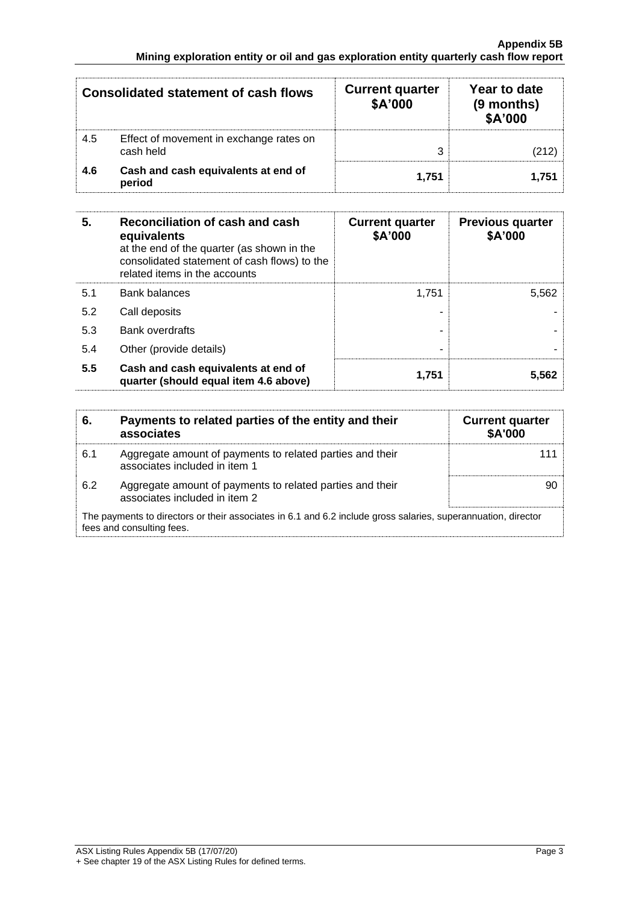| Consolidated statement of cash flows | | Current quarter \$A'000 | Year to date (9 months) \$A'000 |
|---|---|---|---|
| 4.5 | Effect of movement in exchange rates on cash held | 3 | (212) |
| **4.6** | **Cash and cash equivalents at end of period** | **1,751** | **1,751** |

| **5.** | **Reconciliation of cash and cash equivalents** at the end of the quarter (as shown in the consolidated statement of cash flows) to the related items in the accounts | **Current quarter \$A'000** | **Previous quarter \$A'000** |
|---|---|---|---|
| 5.1 | Bank balances | 1,751 | 5,562 |
| 5.2 | Call deposits | - | - |
| 5.3 | Bank overdrafts | - | - |
| 5.4 | Other (provide details) | - | - |
| **5.5** | **Cash and cash equivalents at end of quarter (should equal item 4.6 above)** | **1,751** | **5,562** |

| **6.** | **Payments to related parties of the entity and their associates** | **Current quarter \$A'000** |
|---|---|---|
| 6.1 | Aggregate amount of payments to related parties and their associates included in item 1 | 111 |
| 6.2 | Aggregate amount of payments to related parties and their associates included in item 2 | 90 |

The payments to directors or their associates in 6.1 and 6.2 include gross salaries, superannuation, director fees and consulting fees.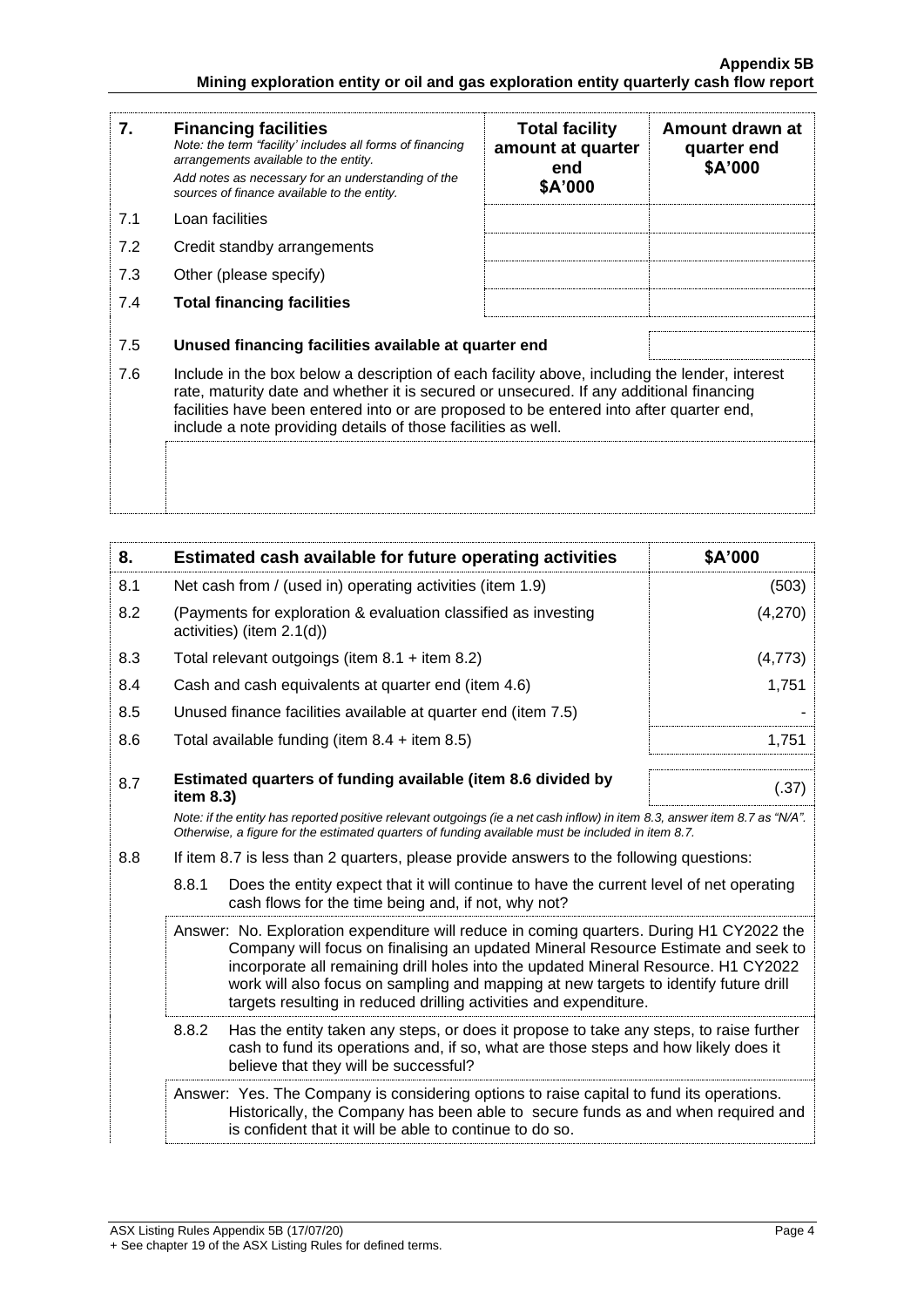| 7. | **Financing facilities**<br>*Note: the term "facility' includes all forms of financing arrangements available to the entity.*<br>*Add notes as necessary for an understanding of the sources of finance available to the entity.* | **Total facility amount at quarter end $A'000** | **Amount drawn at quarter end $A'000** |
|---|---|---|---|
| 7.1 | Loan facilities | | |
| 7.2 | Credit standby arrangements | | |
| 7.3 | Other (please specify) | | |
| 7.4 | **Total financing facilities** | | |

| | | |
|---|---|---|
| 7.5 | **Unused financing facilities available at quarter end** | |

7.6 Include in the box below a description of each facility above, including the lender, interest rate, maturity date and whether it is secured or unsecured. If any additional financing facilities have been entered into or are proposed to be entered into after quarter end, include a note providing details of those facilities as well.

| 8. | **Estimated cash available for future operating activities** | **$A'000** |
|---|---|---|
| 8.1 | Net cash from / (used in) operating activities (item 1.9) | (503) |
| 8.2 | (Payments for exploration & evaluation classified as investing activities) (item 2.1(d)) | (4,270) |
| 8.3 | Total relevant outgoings (item 8.1 + item 8.2) | (4,773) |
| 8.4 | Cash and cash equivalents at quarter end (item 4.6) | 1,751 |
| 8.5 | Unused finance facilities available at quarter end (item 7.5) | - |
| 8.6 | Total available funding (item 8.4 + item 8.5) | 1,751 |
| 8.7 | **Estimated quarters of funding available (item 8.6 divided by item 8.3)** | (.37) |

*Note: if the entity has reported positive relevant outgoings (ie a net cash inflow) in item 8.3, answer item 8.7 as "N/A". Otherwise, a figure for the estimated quarters of funding available must be included in item 8.7.*

8.8 If item 8.7 is less than 2 quarters, please provide answers to the following questions:

8.8.1 Does the entity expect that it will continue to have the current level of net operating cash flows for the time being and, if not, why not?

Answer: No. Exploration expenditure will reduce in coming quarters. During H1 CY2022 the Company will focus on finalising an updated Mineral Resource Estimate and seek to incorporate all remaining drill holes into the updated Mineral Resource. H1 CY2022 work will also focus on sampling and mapping at new targets to identify future drill targets resulting in reduced drilling activities and expenditure.

8.8.2 Has the entity taken any steps, or does it propose to take any steps, to raise further cash to fund its operations and, if so, what are those steps and how likely does it believe that they will be successful?

Answer: Yes. The Company is considering options to raise capital to fund its operations. Historically, the Company has been able to secure funds as and when required and is confident that it will be able to continue to do so.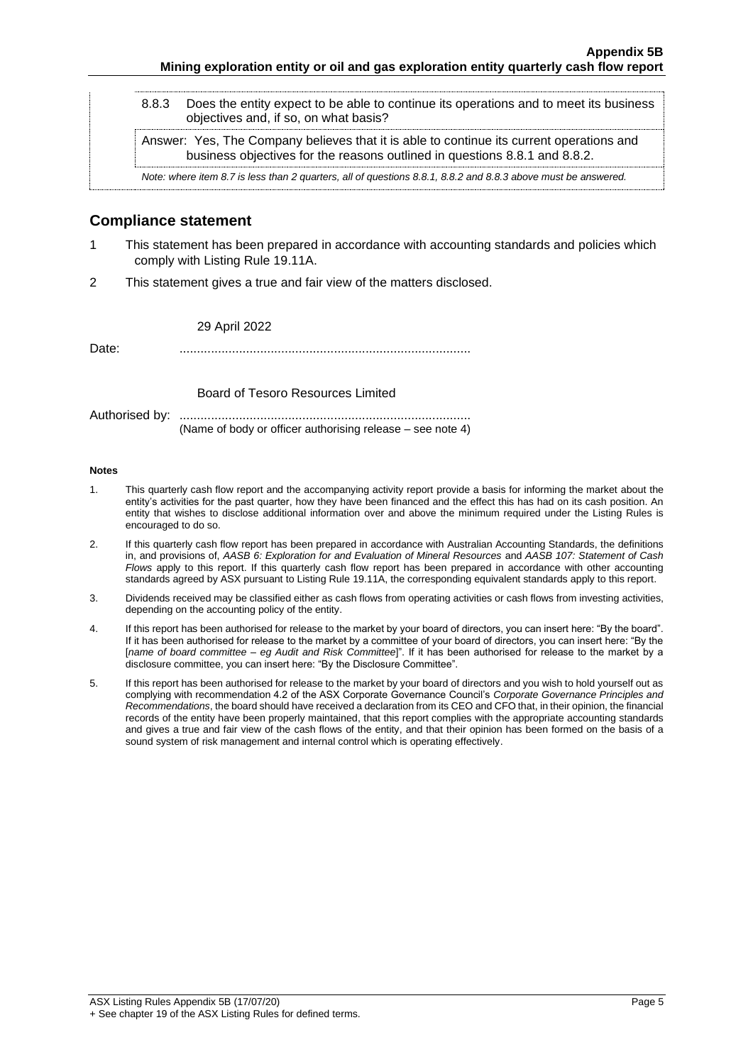| | |
|---|---|
| 8.8.3 | Does the entity expect to be able to continue its operations and to meet its business objectives and, if so, on what basis? |
| Answer: Yes, The Company believes that it is able to continue its current operations and business objectives for the reasons outlined in questions 8.8.1 and 8.8.2. | |

*Note: where item 8.7 is less than 2 quarters, all of questions 8.8.1, 8.8.2 and 8.8.3 above must be answered.*

## Compliance statement

1. This statement has been prepared in accordance with accounting standards and policies which comply with Listing Rule 19.11A.
2. This statement gives a true and fair view of the matters disclosed.

Date: 29 April 2022

Authorised by: Board of Tesoro Resources Limited
(Name of body or officer authorising release – see note 4)

**Notes**

1. This quarterly cash flow report and the accompanying activity report provide a basis for informing the market about the entity's activities for the past quarter, how they have been financed and the effect this has had on its cash position. An entity that wishes to disclose additional information over and above the minimum required under the Listing Rules is encouraged to do so.
2. If this quarterly cash flow report has been prepared in accordance with Australian Accounting Standards, the definitions in, and provisions of, *AASB 6: Exploration for and Evaluation of Mineral Resources* and *AASB 107: Statement of Cash Flows* apply to this report. If this quarterly cash flow report has been prepared in accordance with other accounting standards agreed by ASX pursuant to Listing Rule 19.11A, the corresponding equivalent standards apply to this report.
3. Dividends received may be classified either as cash flows from operating activities or cash flows from investing activities, depending on the accounting policy of the entity.
4. If this report has been authorised for release to the market by your board of directors, you can insert here: "By the board". If it has been authorised for release to the market by a committee of your board of directors, you can insert here: "By the [*name of board committee – eg Audit and Risk Committee*]". If it has been authorised for release to the market by a disclosure committee, you can insert here: "By the Disclosure Committee".
5. If this report has been authorised for release to the market by your board of directors and you wish to hold yourself out as complying with recommendation 4.2 of the ASX Corporate Governance Council's *Corporate Governance Principles and Recommendations*, the board should have received a declaration from its CEO and CFO that, in their opinion, the financial records of the entity have been properly maintained, that this report complies with the appropriate accounting standards and gives a true and fair view of the cash flows of the entity, and that their opinion has been formed on the basis of a sound system of risk management and internal control which is operating effectively.